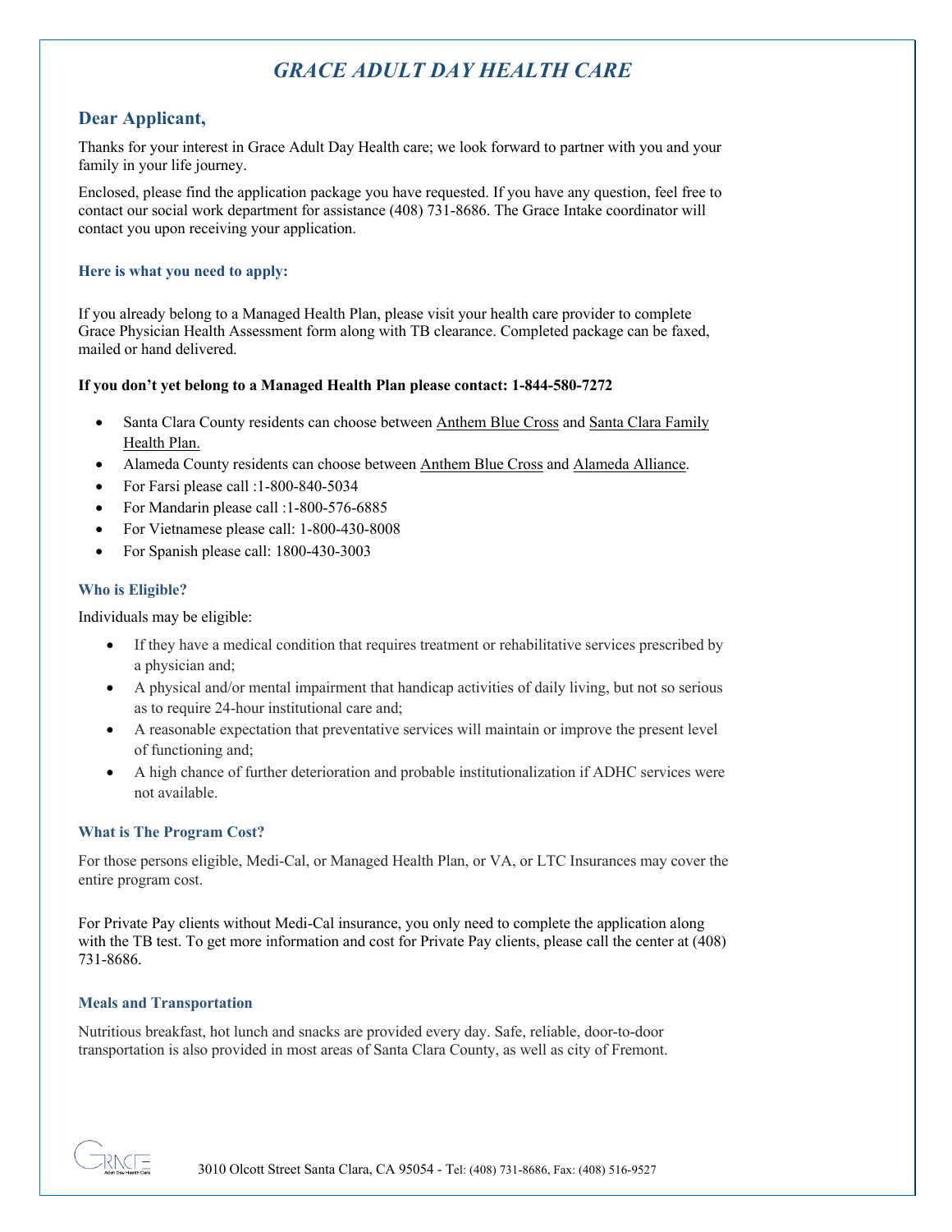# *GRACE ADULT DAY HEALTH CARE*

## Dear Applicant,

Thanks for your interest in Grace Adult Day Health care; we look forward to partner with you and your family in your life journey.

Enclosed, please find the application package you have requested. If you have any question, feel free to contact our social work department for assistance (408) 731-8686. The Grace Intake coordinator will contact you upon receiving your application.

### Here is what you need to apply:

If you already belong to a Managed Health Plan, please visit your health care provider to complete Grace Physician Health Assessment form along with TB clearance. Completed package can be faxed, mailed or hand delivered.

**If you don't yet belong to a Managed Health Plan please contact: 1-844-580-7272**

- Santa Clara County residents can choose between Anthem Blue Cross and Santa Clara Family Health Plan.
- Alameda County residents can choose between Anthem Blue Cross and Alameda Alliance.
- For Farsi please call :1-800-840-5034
- For Mandarin please call :1-800-576-6885
- For Vietnamese please call: 1-800-430-8008
- For Spanish please call: 1800-430-3003

### Who is Eligible?

Individuals may be eligible:

- If they have a medical condition that requires treatment or rehabilitative services prescribed by a physician and;
- A physical and/or mental impairment that handicap activities of daily living, but not so serious as to require 24-hour institutional care and;
- A reasonable expectation that preventative services will maintain or improve the present level of functioning and;
- A high chance of further deterioration and probable institutionalization if ADHC services were not available.

### What is The Program Cost?

For those persons eligible, Medi-Cal, or Managed Health Plan, or VA, or LTC Insurances may cover the entire program cost.

For Private Pay clients without Medi-Cal insurance, you only need to complete the application along with the TB test. To get more information and cost for Private Pay clients, please call the center at (408) 731-8686.

### Meals and Transportation

Nutritious breakfast, hot lunch and snacks are provided every day. Safe, reliable, door-to-door transportation is also provided in most areas of Santa Clara County, as well as city of Fremont.

3010 Olcott Street Santa Clara, CA 95054 - Tel: (408) 731-8686, Fax: (408) 516-9527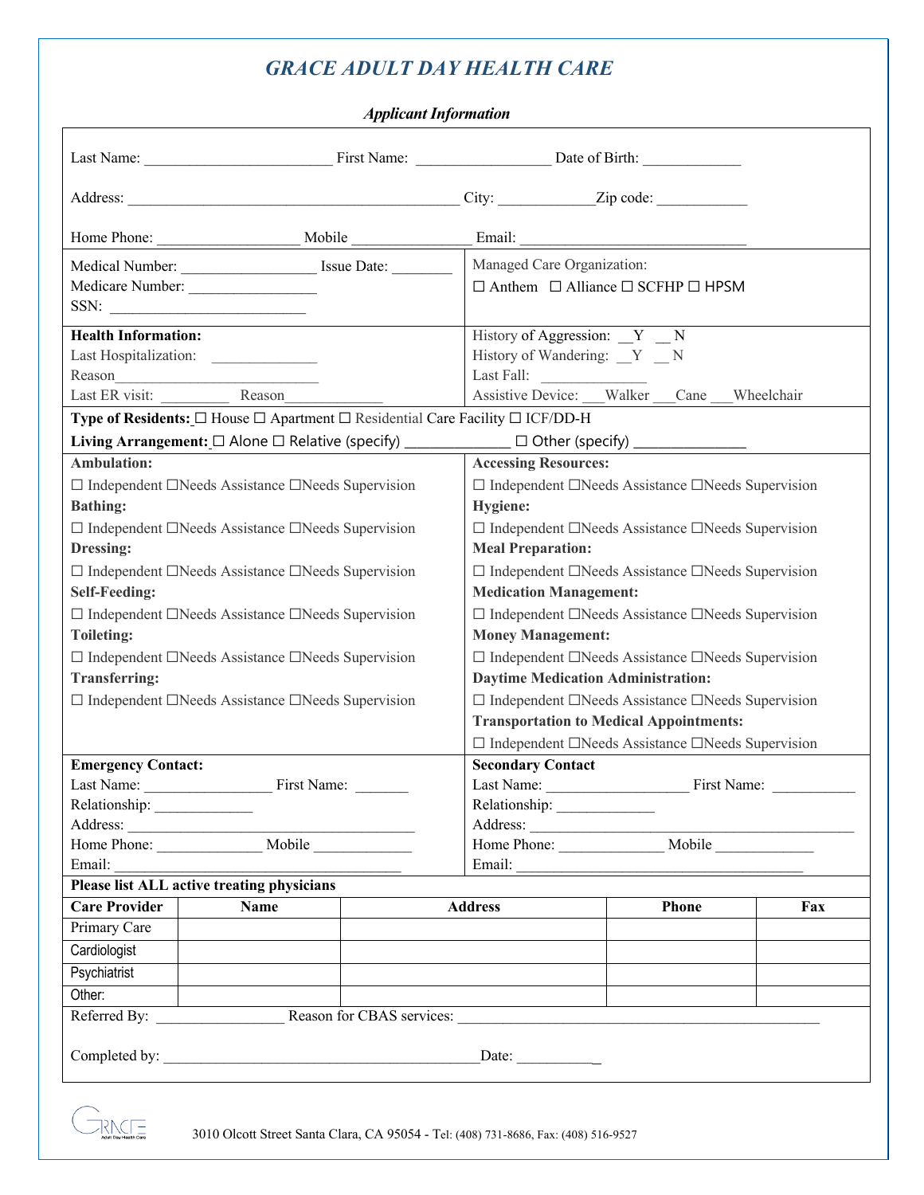# *GRACE ADULT DAY HEALTH CARE*

***Applicant Information***

Last Name: ________________________ First Name: _________________ Date of Birth: _____________

Address: __________________________________________ City: ____________Zip code: ____________

Home Phone: __________________ Mobile _______________ Email: _____________________________

Medical Number: _________________ Issue Date: ________
Medicare Number: ________________
SSN: _________________________

Managed Care Organization:
☐ Anthem ☐ Alliance ☐ SCFHP ☐ HPSM

**Health Information:**
Last Hospitalization: _____________
Reason__________________________
Last ER visit: _________ Reason_____________

History of Aggression: __Y __N
History of Wandering: __Y __N
Last Fall: _____________
Assistive Device: ___Walker ___Cane ___Wheelchair

**Type of Residents:** ☐ House ☐ Apartment ☐ Residential Care Facility ☐ ICF/DD-H

**Living Arrangement:** ☐ Alone ☐ Relative (specify) _____________ ☐ Other (specify) _______________

**Ambulation:**
☐ Independent ☐Needs Assistance ☐Needs Supervision

**Bathing:**
☐ Independent ☐Needs Assistance ☐Needs Supervision

**Dressing:**
☐ Independent ☐Needs Assistance ☐Needs Supervision

**Self-Feeding:**
☐ Independent ☐Needs Assistance ☐Needs Supervision

**Toileting:**
☐ Independent ☐Needs Assistance ☐Needs Supervision

**Transferring:**
☐ Independent ☐Needs Assistance ☐Needs Supervision

**Accessing Resources:**
☐ Independent ☐Needs Assistance ☐Needs Supervision

**Hygiene:**
☐ Independent ☐Needs Assistance ☐Needs Supervision

**Meal Preparation:**
☐ Independent ☐Needs Assistance ☐Needs Supervision

**Medication Management:**
☐ Independent ☐Needs Assistance ☐Needs Supervision

**Money Management:**
☐ Independent ☐Needs Assistance ☐Needs Supervision

**Daytime Medication Administration:**
☐ Independent ☐Needs Assistance ☐Needs Supervision

**Transportation to Medical Appointments:**
☐ Independent ☐Needs Assistance ☐Needs Supervision

**Emergency Contact:**
Last Name: ________________ First Name: _______
Relationship: ____________
Address: ____________________________________
Home Phone: _____________ Mobile ____________
Email: ____________________________________

**Secondary Contact**
Last Name: __________________ First Name: __________
Relationship: ____________
Address: _________________________________________
Home Phone: _____________ Mobile ____________
Email: ____________________________________

**Please list ALL active treating physicians**

| Care Provider | Name | Address | Phone | Fax |
|---|---|---|---|---|
| Primary Care | | | | |
| Cardiologist | | | | |
| Psychiatrist | | | | |
| Other: | | | | |

Referred By: ________________ Reason for CBAS services: _______________________________________________

Completed by: ________________________________________Date: __________

3010 Olcott Street Santa Clara, CA 95054 - Tel: (408) 731-8686, Fax: (408) 516-9527